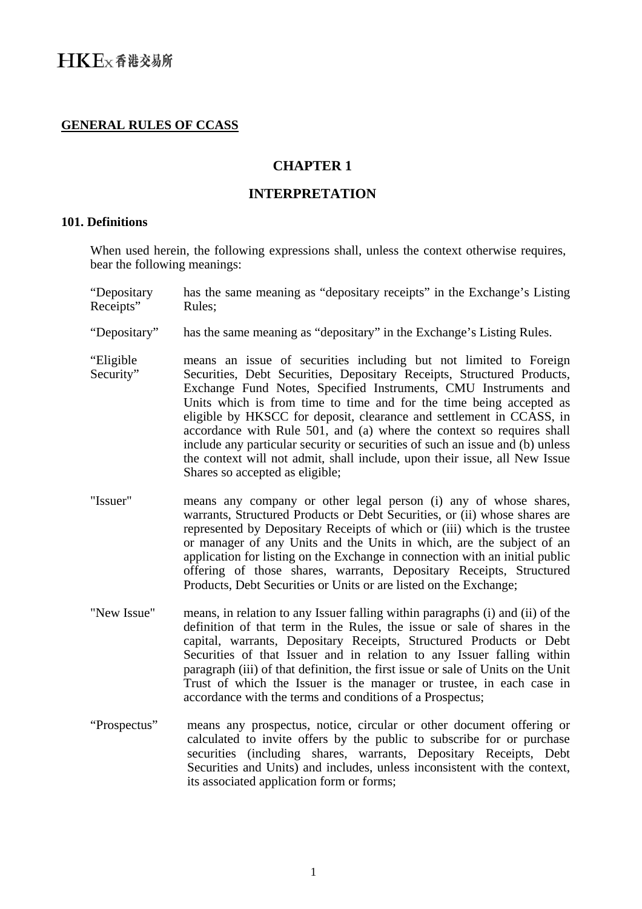**GENERAL RULES OF CCASS**

# CHAPTER 1

# INTERPRETATION

### 101. Definitions

When used herein, the following expressions shall, unless the context otherwise requires, bear the following meanings:

| | |
|---|---|
| "Depositary Receipts" | has the same meaning as "depositary receipts" in the Exchange's Listing Rules; |
| "Depositary" | has the same meaning as "depositary" in the Exchange's Listing Rules. |
| "Eligible Security" | means an issue of securities including but not limited to Foreign Securities, Debt Securities, Depositary Receipts, Structured Products, Exchange Fund Notes, Specified Instruments, CMU Instruments and Units which is from time to time and for the time being accepted as eligible by HKSCC for deposit, clearance and settlement in CCASS, in accordance with Rule 501, and (a) where the context so requires shall include any particular security or securities of such an issue and (b) unless the context will not admit, shall include, upon their issue, all New Issue Shares so accepted as eligible; |
| "Issuer" | means any company or other legal person (i) any of whose shares, warrants, Structured Products or Debt Securities, or (ii) whose shares are represented by Depositary Receipts of which or (iii) which is the trustee or manager of any Units and the Units in which, are the subject of an application for listing on the Exchange in connection with an initial public offering of those shares, warrants, Depositary Receipts, Structured Products, Debt Securities or Units or are listed on the Exchange; |
| "New Issue" | means, in relation to any Issuer falling within paragraphs (i) and (ii) of the definition of that term in the Rules, the issue or sale of shares in the capital, warrants, Depositary Receipts, Structured Products or Debt Securities of that Issuer and in relation to any Issuer falling within paragraph (iii) of that definition, the first issue or sale of Units on the Unit Trust of which the Issuer is the manager or trustee, in each case in accordance with the terms and conditions of a Prospectus; |
| "Prospectus" | means any prospectus, notice, circular or other document offering or calculated to invite offers by the public to subscribe for or purchase securities (including shares, warrants, Depositary Receipts, Debt Securities and Units) and includes, unless inconsistent with the context, its associated application form or forms; |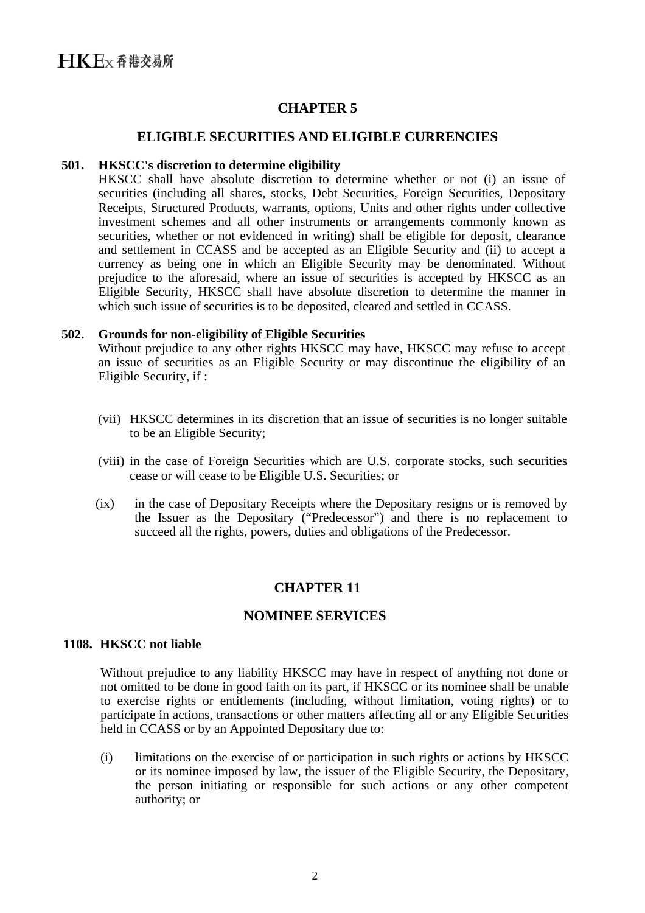# CHAPTER 5

## ELIGIBLE SECURITIES AND ELIGIBLE CURRENCIES

**501. HKSCC's discretion to determine eligibility**

HKSCC shall have absolute discretion to determine whether or not (i) an issue of securities (including all shares, stocks, Debt Securities, Foreign Securities, Depositary Receipts, Structured Products, warrants, options, Units and other rights under collective investment schemes and all other instruments or arrangements commonly known as securities, whether or not evidenced in writing) shall be eligible for deposit, clearance and settlement in CCASS and be accepted as an Eligible Security and (ii) to accept a currency as being one in which an Eligible Security may be denominated. Without prejudice to the aforesaid, where an issue of securities is accepted by HKSCC as an Eligible Security, HKSCC shall have absolute discretion to determine the manner in which such issue of securities is to be deposited, cleared and settled in CCASS.

**502. Grounds for non-eligibility of Eligible Securities**

Without prejudice to any other rights HKSCC may have, HKSCC may refuse to accept an issue of securities as an Eligible Security or may discontinue the eligibility of an Eligible Security, if :

(vii) HKSCC determines in its discretion that an issue of securities is no longer suitable to be an Eligible Security;

(viii) in the case of Foreign Securities which are U.S. corporate stocks, such securities cease or will cease to be Eligible U.S. Securities; or

(ix) in the case of Depositary Receipts where the Depositary resigns or is removed by the Issuer as the Depositary ("Predecessor") and there is no replacement to succeed all the rights, powers, duties and obligations of the Predecessor.

# CHAPTER 11

## NOMINEE SERVICES

**1108. HKSCC not liable**

Without prejudice to any liability HKSCC may have in respect of anything not done or not omitted to be done in good faith on its part, if HKSCC or its nominee shall be unable to exercise rights or entitlements (including, without limitation, voting rights) or to participate in actions, transactions or other matters affecting all or any Eligible Securities held in CCASS or by an Appointed Depositary due to:

(i) limitations on the exercise of or participation in such rights or actions by HKSCC or its nominee imposed by law, the issuer of the Eligible Security, the Depositary, the person initiating or responsible for such actions or any other competent authority; or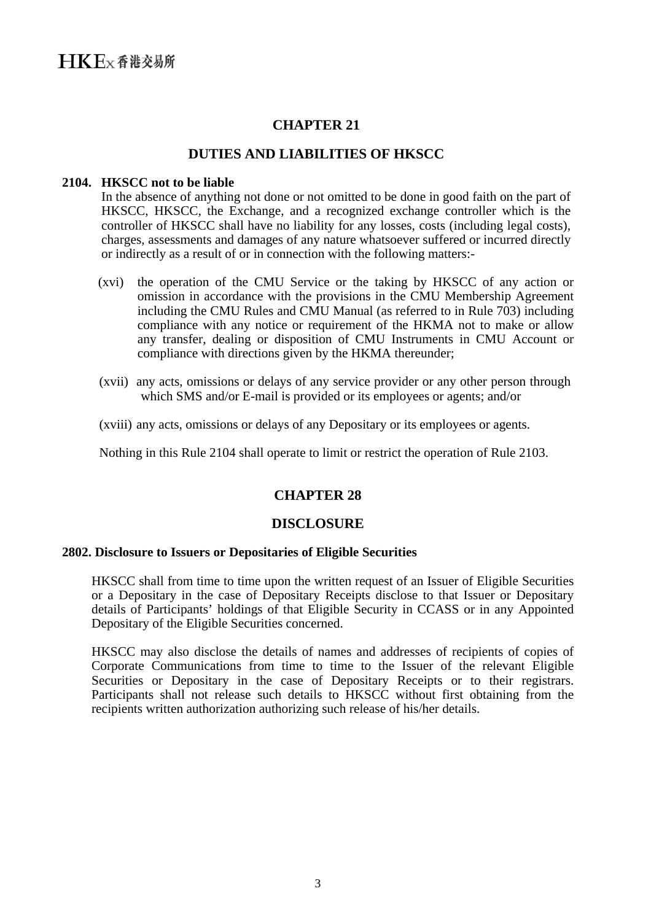## CHAPTER 21

## DUTIES AND LIABILITIES OF HKSCC

**2104. HKSCC not to be liable**

In the absence of anything not done or not omitted to be done in good faith on the part of HKSCC, HKSCC, the Exchange, and a recognized exchange controller which is the controller of HKSCC shall have no liability for any losses, costs (including legal costs), charges, assessments and damages of any nature whatsoever suffered or incurred directly or indirectly as a result of or in connection with the following matters:-

(xvi) the operation of the CMU Service or the taking by HKSCC of any action or omission in accordance with the provisions in the CMU Membership Agreement including the CMU Rules and CMU Manual (as referred to in Rule 703) including compliance with any notice or requirement of the HKMA not to make or allow any transfer, dealing or disposition of CMU Instruments in CMU Account or compliance with directions given by the HKMA thereunder;

(xvii) any acts, omissions or delays of any service provider or any other person through which SMS and/or E-mail is provided or its employees or agents; and/or

(xviii) any acts, omissions or delays of any Depositary or its employees or agents.

Nothing in this Rule 2104 shall operate to limit or restrict the operation of Rule 2103.

## CHAPTER 28

## DISCLOSURE

**2802. Disclosure to Issuers or Depositaries of Eligible Securities**

HKSCC shall from time to time upon the written request of an Issuer of Eligible Securities or a Depositary in the case of Depositary Receipts disclose to that Issuer or Depositary details of Participants' holdings of that Eligible Security in CCASS or in any Appointed Depositary of the Eligible Securities concerned.

HKSCC may also disclose the details of names and addresses of recipients of copies of Corporate Communications from time to time to the Issuer of the relevant Eligible Securities or Depositary in the case of Depositary Receipts or to their registrars. Participants shall not release such details to HKSCC without first obtaining from the recipients written authorization authorizing such release of his/her details.